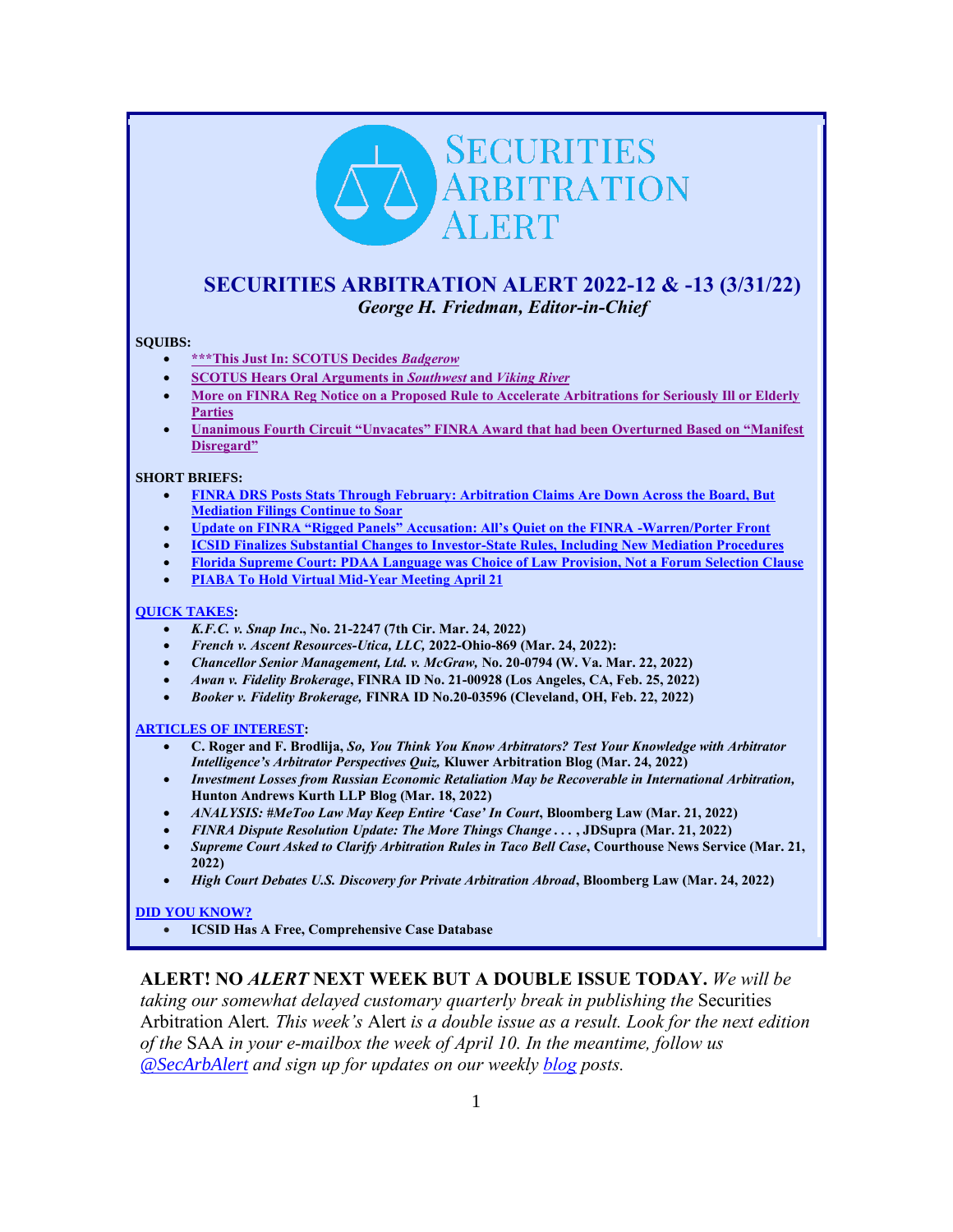# SECURITIES ARBITRATION ALERT

## SECURITIES ARBITRATION ALERT 2022-12 & -13 (3/31/22)

***George H. Friedman, Editor-in-Chief***

**SQUIBS:**

- **\*\*\*This Just In: SCOTUS Decides *Badgerow***
- **SCOTUS Hears Oral Arguments in *Southwest* and *Viking River***
- **More on FINRA Reg Notice on a Proposed Rule to Accelerate Arbitrations for Seriously Ill or Elderly Parties**
- **Unanimous Fourth Circuit "Unvacates" FINRA Award that had been Overturned Based on "Manifest Disregard"**

**SHORT BRIEFS:**

- **FINRA DRS Posts Stats Through February: Arbitration Claims Are Down Across the Board, But Mediation Filings Continue to Soar**
- **Update on FINRA "Rigged Panels" Accusation: All's Quiet on the FINRA -Warren/Porter Front**
- **ICSID Finalizes Substantial Changes to Investor-State Rules, Including New Mediation Procedures**
- **Florida Supreme Court: PDAA Language was Choice of Law Provision, Not a Forum Selection Clause**
- **PIABA To Hold Virtual Mid-Year Meeting April 21**

**QUICK TAKES:**

- ***K.F.C. v. Snap Inc*., No. 21-2247 (7th Cir. Mar. 24, 2022)**
- ***French v. Ascent Resources-Utica, LLC,* 2022-Ohio-869 (Mar. 24, 2022):**
- ***Chancellor Senior Management, Ltd. v. McGraw,* No. 20-0794 (W. Va. Mar. 22, 2022)**
- ***Awan v. Fidelity Brokerage*, FINRA ID No. 21-00928 (Los Angeles, CA, Feb. 25, 2022)**
- ***Booker v. Fidelity Brokerage,* FINRA ID No.20-03596 (Cleveland, OH, Feb. 22, 2022)**

**ARTICLES OF INTEREST:**

- **C. Roger and F. Brodlija, *So, You Think You Know Arbitrators? Test Your Knowledge with Arbitrator Intelligence's Arbitrator Perspectives Quiz,* Kluwer Arbitration Blog (Mar. 24, 2022)**
- ***Investment Losses from Russian Economic Retaliation May be Recoverable in International Arbitration,* Hunton Andrews Kurth LLP Blog (Mar. 18, 2022)**
- ***ANALYSIS: #MeToo Law May Keep Entire 'Case' In Court*, Bloomberg Law (Mar. 21, 2022)**
- ***FINRA Dispute Resolution Update: The More Things Change . . .* , JDSupra (Mar. 21, 2022)**
- ***Supreme Court Asked to Clarify Arbitration Rules in Taco Bell Case*, Courthouse News Service (Mar. 21, 2022)**
- ***High Court Debates U.S. Discovery for Private Arbitration Abroad*, Bloomberg Law (Mar. 24, 2022)**

**DID YOU KNOW?**

- **ICSID Has A Free, Comprehensive Case Database**

**ALERT! NO *ALERT* NEXT WEEK BUT A DOUBLE ISSUE TODAY.** *We will be taking our somewhat delayed customary quarterly break in publishing the* Securities Arbitration Alert*. This week's* Alert *is a double issue as a result. Look for the next edition of the* SAA *in your e-mailbox the week of April 10. In the meantime, follow us @SecArbAlert and sign up for updates on our weekly blog posts.*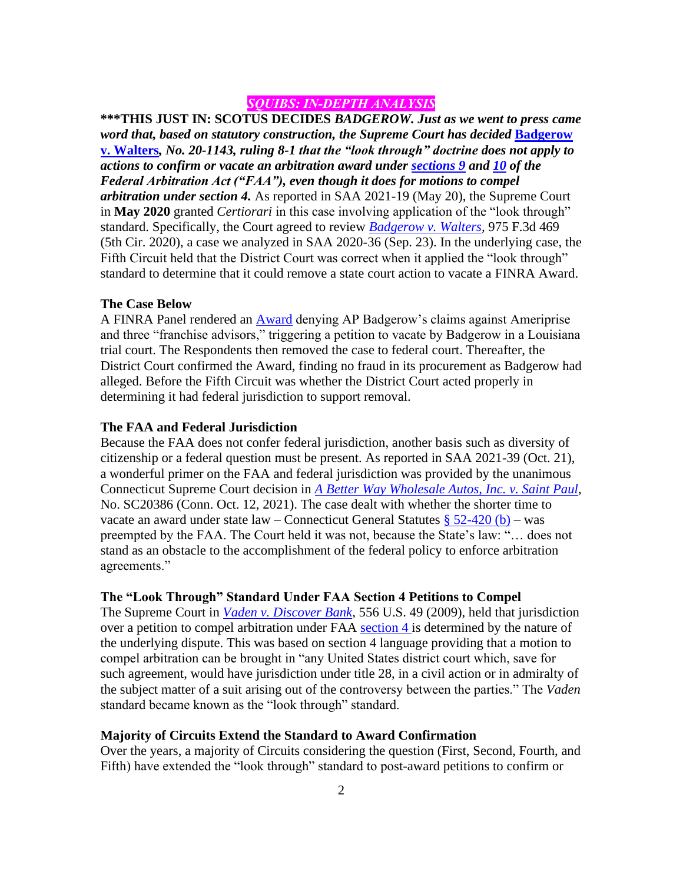*SQUIBS: IN-DEPTH ANALYSIS*

**\*\*\*THIS JUST IN: SCOTUS DECIDES *BADGEROW. Just as we went to press came word that, based on statutory construction, the Supreme Court has decided* Badgerow v. Walters*, No. 20-1143, ruling 8-1 that the "look through" doctrine does not apply to actions to confirm or vacate an arbitration award under sections 9 and 10 of the Federal Arbitration Act ("FAA"), even though it does for motions to compel arbitration under section 4.*** As reported in SAA 2021-19 (May 20), the Supreme Court in **May 2020** granted *Certiorari* in this case involving application of the "look through" standard. Specifically, the Court agreed to review *Badgerow v. Walters*, 975 F.3d 469 (5th Cir. 2020), a case we analyzed in SAA 2020-36 (Sep. 23). In the underlying case, the Fifth Circuit held that the District Court was correct when it applied the "look through" standard to determine that it could remove a state court action to vacate a FINRA Award.

**The Case Below**

A FINRA Panel rendered an Award denying AP Badgerow's claims against Ameriprise and three "franchise advisors," triggering a petition to vacate by Badgerow in a Louisiana trial court. The Respondents then removed the case to federal court. Thereafter, the District Court confirmed the Award, finding no fraud in its procurement as Badgerow had alleged. Before the Fifth Circuit was whether the District Court acted properly in determining it had federal jurisdiction to support removal.

**The FAA and Federal Jurisdiction**

Because the FAA does not confer federal jurisdiction, another basis such as diversity of citizenship or a federal question must be present. As reported in SAA 2021-39 (Oct. 21), a wonderful primer on the FAA and federal jurisdiction was provided by the unanimous Connecticut Supreme Court decision in *A Better Way Wholesale Autos, Inc. v. Saint Paul*, No. SC20386 (Conn. Oct. 12, 2021). The case dealt with whether the shorter time to vacate an award under state law – Connecticut General Statutes § 52-420 (b) – was preempted by the FAA. The Court held it was not, because the State's law: "… does not stand as an obstacle to the accomplishment of the federal policy to enforce arbitration agreements."

**The "Look Through" Standard Under FAA Section 4 Petitions to Compel**

The Supreme Court in *Vaden v. Discover Bank*, 556 U.S. 49 (2009), held that jurisdiction over a petition to compel arbitration under FAA section 4 is determined by the nature of the underlying dispute. This was based on section 4 language providing that a motion to compel arbitration can be brought in "any United States district court which, save for such agreement, would have jurisdiction under title 28, in a civil action or in admiralty of the subject matter of a suit arising out of the controversy between the parties." The *Vaden* standard became known as the "look through" standard.

**Majority of Circuits Extend the Standard to Award Confirmation**

Over the years, a majority of Circuits considering the question (First, Second, Fourth, and Fifth) have extended the "look through" standard to post-award petitions to confirm or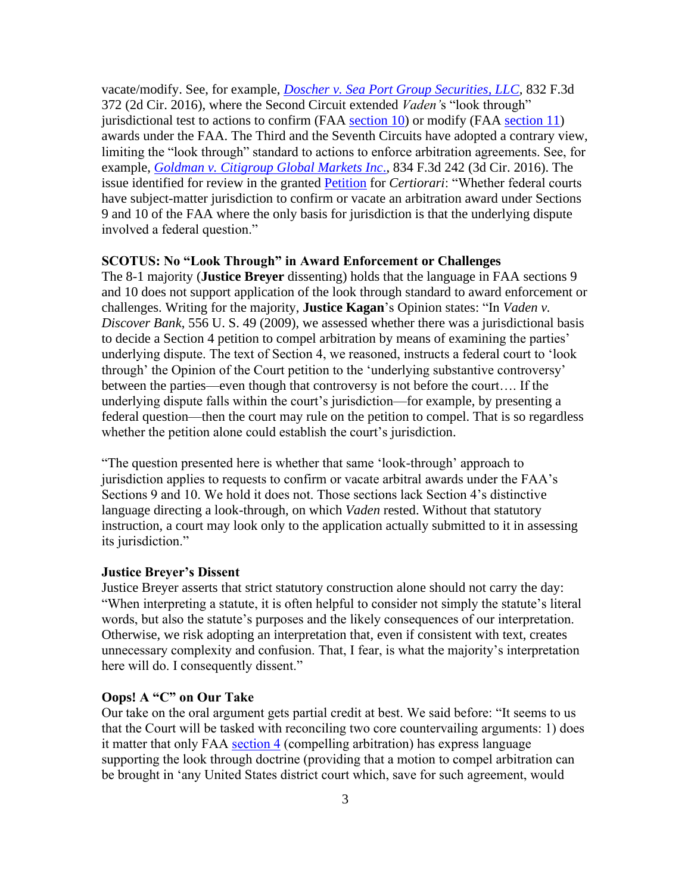vacate/modify. See, for example, [*Doscher v. Sea Port Group Securities, LLC*](), 832 F.3d 372 (2d Cir. 2016), where the Second Circuit extended *Vaden'*s "look through" jurisdictional test to actions to confirm (FAA [section 10]()) or modify (FAA [section 11]()) awards under the FAA. The Third and the Seventh Circuits have adopted a contrary view, limiting the "look through" standard to actions to enforce arbitration agreements. See, for example, [*Goldman v. Citigroup Global Markets Inc*.](), 834 F.3d 242 (3d Cir. 2016). The issue identified for review in the granted [Petition]() for *Certiorari*: "Whether federal courts have subject-matter jurisdiction to confirm or vacate an arbitration award under Sections 9 and 10 of the FAA where the only basis for jurisdiction is that the underlying dispute involved a federal question."

**SCOTUS: No "Look Through" in Award Enforcement or Challenges**

The 8-1 majority (**Justice Breyer** dissenting) holds that the language in FAA sections 9 and 10 does not support application of the look through standard to award enforcement or challenges. Writing for the majority, **Justice Kagan**'s Opinion states: "In *Vaden v. Discover Bank*, 556 U. S. 49 (2009), we assessed whether there was a jurisdictional basis to decide a Section 4 petition to compel arbitration by means of examining the parties' underlying dispute. The text of Section 4, we reasoned, instructs a federal court to 'look through' the Opinion of the Court petition to the 'underlying substantive controversy' between the parties—even though that controversy is not before the court…. If the underlying dispute falls within the court's jurisdiction—for example, by presenting a federal question—then the court may rule on the petition to compel. That is so regardless whether the petition alone could establish the court's jurisdiction.

"The question presented here is whether that same 'look-through' approach to jurisdiction applies to requests to confirm or vacate arbitral awards under the FAA's Sections 9 and 10. We hold it does not. Those sections lack Section 4's distinctive language directing a look-through, on which *Vaden* rested. Without that statutory instruction, a court may look only to the application actually submitted to it in assessing its jurisdiction."

**Justice Breyer's Dissent**

Justice Breyer asserts that strict statutory construction alone should not carry the day: "When interpreting a statute, it is often helpful to consider not simply the statute's literal words, but also the statute's purposes and the likely consequences of our interpretation. Otherwise, we risk adopting an interpretation that, even if consistent with text, creates unnecessary complexity and confusion. That, I fear, is what the majority's interpretation here will do. I consequently dissent."

**Oops! A "C" on Our Take**

Our take on the oral argument gets partial credit at best. We said before: "It seems to us that the Court will be tasked with reconciling two core countervailing arguments: 1) does it matter that only FAA [section 4]() (compelling arbitration) has express language supporting the look through doctrine (providing that a motion to compel arbitration can be brought in 'any United States district court which, save for such agreement, would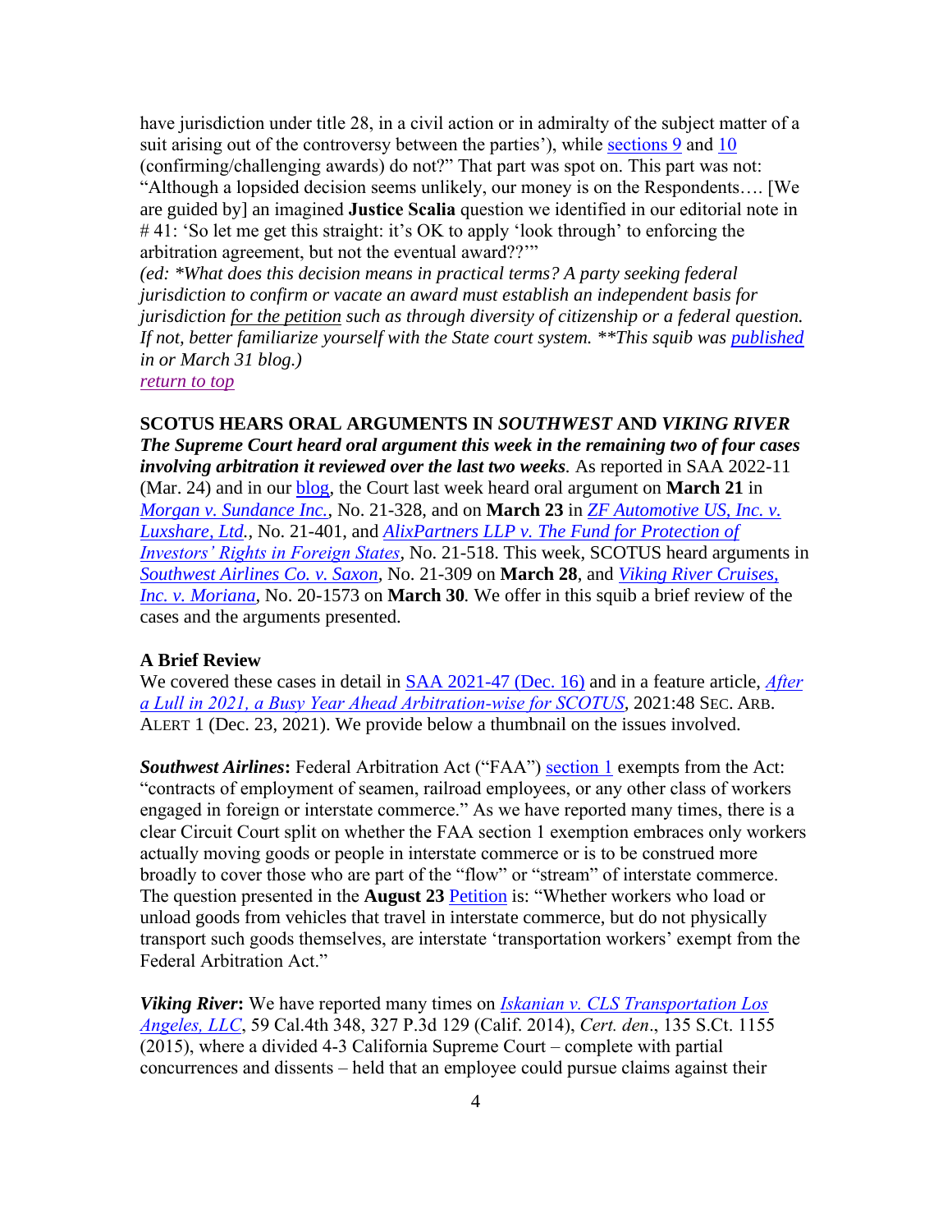have jurisdiction under title 28, in a civil action or in admiralty of the subject matter of a suit arising out of the controversy between the parties'), while sections 9 and 10 (confirming/challenging awards) do not?" That part was spot on. This part was not: "Although a lopsided decision seems unlikely, our money is on the Respondents…. [We are guided by] an imagined **Justice Scalia** question we identified in our editorial note in # 41: 'So let me get this straight: it's OK to apply 'look through' to enforcing the arbitration agreement, but not the eventual award??'"
*(ed: *What does this decision means in practical terms? A party seeking federal jurisdiction to confirm or vacate an award must establish an independent basis for jurisdiction <u>for the petition</u> such as through diversity of citizenship or a federal question. If not, better familiarize yourself with the State court system. **This squib was published in or March 31 blog.)*
*return to top*

**SCOTUS HEARS ORAL ARGUMENTS IN *SOUTHWEST* AND *VIKING RIVER***
***The Supreme Court heard oral argument this week in the remaining two of four cases involving arbitration it reviewed over the last two weeks.*** As reported in SAA 2022-11 (Mar. 24) and in our blog, the Court last week heard oral argument on **March 21** in *Morgan v. Sundance Inc.*, No. 21-328, and on **March 23** in *ZF Automotive US, Inc. v. Luxshare, Ltd.*, No. 21-401, and *AlixPartners LLP v. The Fund for Protection of Investors' Rights in Foreign States*, No. 21-518. This week, SCOTUS heard arguments in *Southwest Airlines Co. v. Saxon*, No. 21-309 on **March 28**, and *Viking River Cruises, Inc. v. Moriana*, No. 20-1573 on **March 30**. We offer in this squib a brief review of the cases and the arguments presented.

**A Brief Review**
We covered these cases in detail in SAA 2021-47 (Dec. 16) and in a feature article, *After a Lull in 2021, a Busy Year Ahead Arbitration-wise for SCOTUS*, 2021:48 SEC. ARB. ALERT 1 (Dec. 23, 2021). We provide below a thumbnail on the issues involved.

***Southwest Airlines*:** Federal Arbitration Act ("FAA") section 1 exempts from the Act: "contracts of employment of seamen, railroad employees, or any other class of workers engaged in foreign or interstate commerce." As we have reported many times, there is a clear Circuit Court split on whether the FAA section 1 exemption embraces only workers actually moving goods or people in interstate commerce or is to be construed more broadly to cover those who are part of the "flow" or "stream" of interstate commerce. The question presented in the **August 23** Petition is: "Whether workers who load or unload goods from vehicles that travel in interstate commerce, but do not physically transport such goods themselves, are interstate 'transportation workers' exempt from the Federal Arbitration Act."

***Viking River*:** We have reported many times on *Iskanian v. CLS Transportation Los Angeles, LLC*, 59 Cal.4th 348, 327 P.3d 129 (Calif. 2014), *Cert. den*., 135 S.Ct. 1155 (2015), where a divided 4-3 California Supreme Court – complete with partial concurrences and dissents – held that an employee could pursue claims against their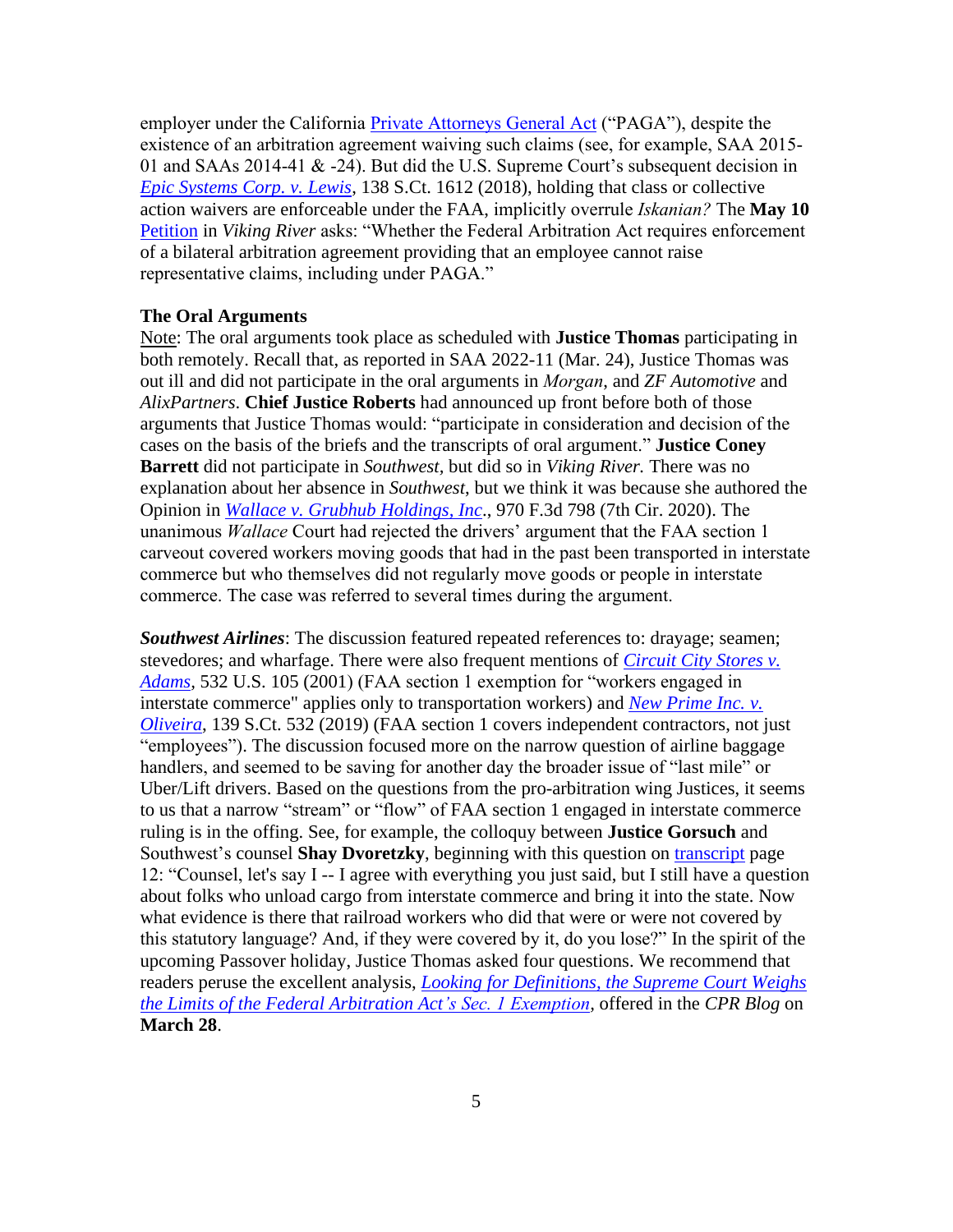employer under the California Private Attorneys General Act ("PAGA"), despite the existence of an arbitration agreement waiving such claims (see, for example, SAA 2015-01 and SAAs 2014-41 & -24). But did the U.S. Supreme Court's subsequent decision in *Epic Systems Corp. v. Lewis*, 138 S.Ct. 1612 (2018), holding that class or collective action waivers are enforceable under the FAA, implicitly overrule *Iskanian?* The **May 10** Petition in *Viking River* asks: "Whether the Federal Arbitration Act requires enforcement of a bilateral arbitration agreement providing that an employee cannot raise representative claims, including under PAGA."

### The Oral Arguments

Note: The oral arguments took place as scheduled with **Justice Thomas** participating in both remotely. Recall that, as reported in SAA 2022-11 (Mar. 24), Justice Thomas was out ill and did not participate in the oral arguments in *Morgan*, and *ZF Automotive* and *AlixPartners*. **Chief Justice Roberts** had announced up front before both of those arguments that Justice Thomas would: "participate in consideration and decision of the cases on the basis of the briefs and the transcripts of oral argument." **Justice Coney Barrett** did not participate in *Southwest,* but did so in *Viking River.* There was no explanation about her absence in *Southwest*, but we think it was because she authored the Opinion in *Wallace v. Grubhub Holdings, Inc*., 970 F.3d 798 (7th Cir. 2020). The unanimous *Wallace* Court had rejected the drivers' argument that the FAA section 1 carveout covered workers moving goods that had in the past been transported in interstate commerce but who themselves did not regularly move goods or people in interstate commerce. The case was referred to several times during the argument.

***Southwest Airlines***: The discussion featured repeated references to: drayage; seamen; stevedores; and wharfage. There were also frequent mentions of *Circuit City Stores v. Adams*, 532 U.S. 105 (2001) (FAA section 1 exemption for "workers engaged in interstate commerce" applies only to transportation workers) and *New Prime Inc. v. Oliveira*, 139 S.Ct. 532 (2019) (FAA section 1 covers independent contractors, not just "employees"). The discussion focused more on the narrow question of airline baggage handlers, and seemed to be saving for another day the broader issue of "last mile" or Uber/Lift drivers. Based on the questions from the pro-arbitration wing Justices, it seems to us that a narrow "stream" or "flow" of FAA section 1 engaged in interstate commerce ruling is in the offing. See, for example, the colloquy between **Justice Gorsuch** and Southwest's counsel **Shay Dvoretzky**, beginning with this question on transcript page 12: "Counsel, let's say I -- I agree with everything you just said, but I still have a question about folks who unload cargo from interstate commerce and bring it into the state. Now what evidence is there that railroad workers who did that were or were not covered by this statutory language? And, if they were covered by it, do you lose?" In the spirit of the upcoming Passover holiday, Justice Thomas asked four questions. We recommend that readers peruse the excellent analysis, *Looking for Definitions, the Supreme Court Weighs the Limits of the Federal Arbitration Act's Sec. 1 Exemption*, offered in the *CPR Blog* on **March 28**.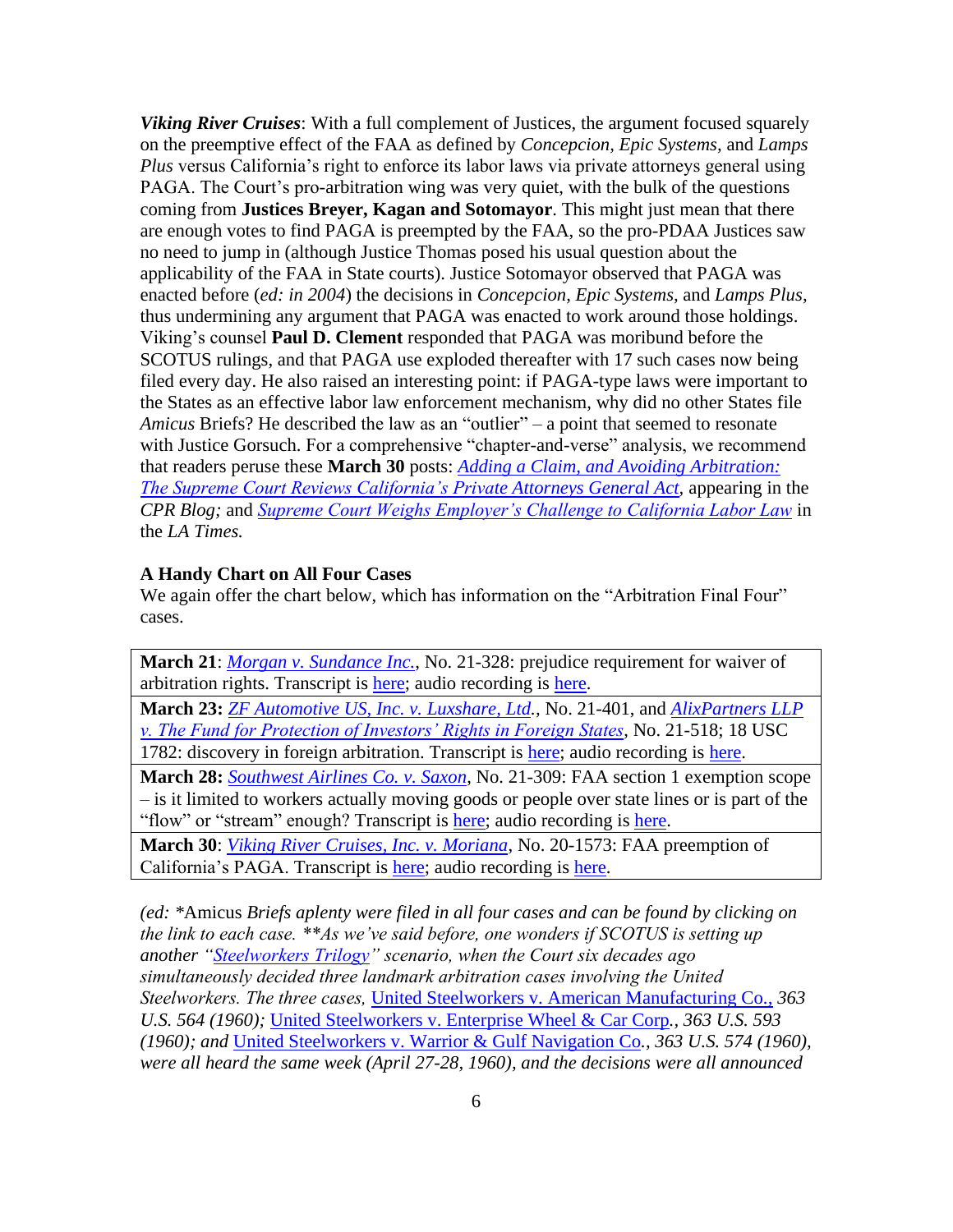***Viking River Cruises***: With a full complement of Justices, the argument focused squarely on the preemptive effect of the FAA as defined by *Concepcion, Epic Systems,* and *Lamps Plus* versus California's right to enforce its labor laws via private attorneys general using PAGA. The Court's pro-arbitration wing was very quiet, with the bulk of the questions coming from **Justices Breyer, Kagan and Sotomayor**. This might just mean that there are enough votes to find PAGA is preempted by the FAA, so the pro-PDAA Justices saw no need to jump in (although Justice Thomas posed his usual question about the applicability of the FAA in State courts). Justice Sotomayor observed that PAGA was enacted before (*ed: in 2004*) the decisions in *Concepcion, Epic Systems,* and *Lamps Plus,* thus undermining any argument that PAGA was enacted to work around those holdings. Viking's counsel **Paul D. Clement** responded that PAGA was moribund before the SCOTUS rulings, and that PAGA use exploded thereafter with 17 such cases now being filed every day. He also raised an interesting point: if PAGA-type laws were important to the States as an effective labor law enforcement mechanism, why did no other States file *Amicus* Briefs? He described the law as an "outlier" – a point that seemed to resonate with Justice Gorsuch. For a comprehensive "chapter-and-verse" analysis, we recommend that readers peruse these **March 30** posts: *Adding a Claim, and Avoiding Arbitration: The Supreme Court Reviews California's Private Attorneys General Act*, appearing in the *CPR Blog;* and *Supreme Court Weighs Employer's Challenge to California Labor Law* in the *LA Times.*

**A Handy Chart on All Four Cases**

We again offer the chart below, which has information on the "Arbitration Final Four" cases.

| |
|---|
| **March 21**: *Morgan v. Sundance Inc.*, No. 21-328: prejudice requirement for waiver of arbitration rights. Transcript is here; audio recording is here. |
| **March 23:** *ZF Automotive US, Inc. v. Luxshare, Ltd.*, No. 21-401, and *AlixPartners LLP v. The Fund for Protection of Investors' Rights in Foreign States*, No. 21-518; 18 USC 1782: discovery in foreign arbitration. Transcript is here; audio recording is here. |
| **March 28:** *Southwest Airlines Co. v. Saxon*, No. 21-309: FAA section 1 exemption scope – is it limited to workers actually moving goods or people over state lines or is part of the "flow" or "stream" enough? Transcript is here; audio recording is here. |
| **March 30**: *Viking River Cruises, Inc. v. Moriana*, No. 20-1573: FAA preemption of California's PAGA. Transcript is here; audio recording is here. |

*(ed: \*Amicus Briefs aplenty were filed in all four cases and can be found by clicking on the link to each case. \*\*As we've said before, one wonders if SCOTUS is setting up another "Steelworkers Trilogy" scenario, when the Court six decades ago simultaneously decided three landmark arbitration cases involving the United Steelworkers. The three cases,* United Steelworkers v. American Manufacturing Co., *363 U.S. 564 (1960);* United Steelworkers v. Enterprise Wheel & Car Corp., *363 U.S. 593 (1960); and* United Steelworkers v. Warrior & Gulf Navigation Co., *363 U.S. 574 (1960), were all heard the same week (April 27-28, 1960), and the decisions were all announced*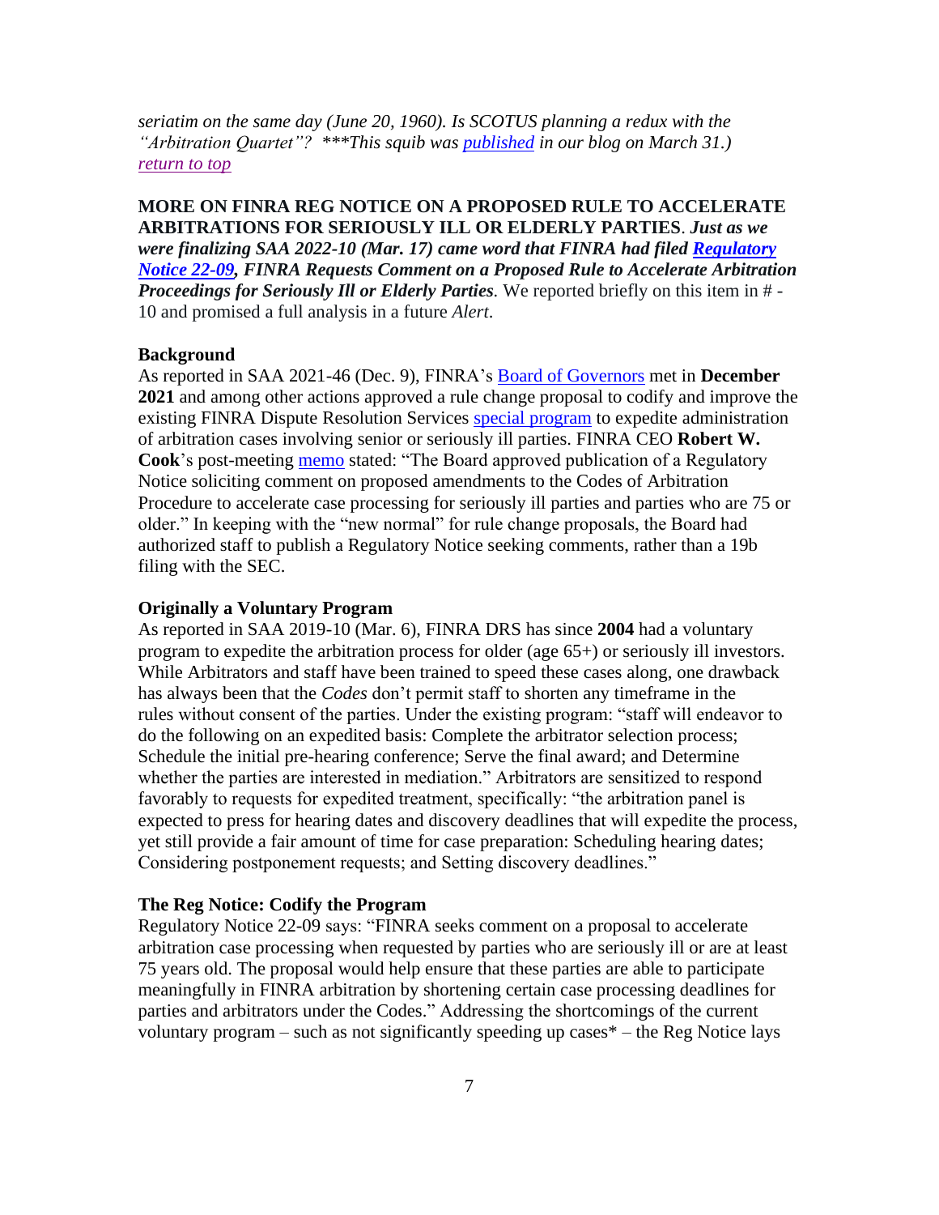*seriatim on the same day (June 20, 1960). Is SCOTUS planning a redux with the "Arbitration Quartet"? \*\*\*This squib was published in our blog on March 31.)*
*return to top*

**MORE ON FINRA REG NOTICE ON A PROPOSED RULE TO ACCELERATE ARBITRATIONS FOR SERIOUSLY ILL OR ELDERLY PARTIES**. ***Just as we were finalizing SAA 2022-10 (Mar. 17) came word that FINRA had filed Regulatory Notice 22-09, FINRA Requests Comment on a Proposed Rule to Accelerate Arbitration Proceedings for Seriously Ill or Elderly Parties.*** We reported briefly on this item in # -10 and promised a full analysis in a future *Alert*.

**Background**

As reported in SAA 2021-46 (Dec. 9), FINRA's Board of Governors met in **December 2021** and among other actions approved a rule change proposal to codify and improve the existing FINRA Dispute Resolution Services special program to expedite administration of arbitration cases involving senior or seriously ill parties. FINRA CEO **Robert W. Cook**'s post-meeting memo stated: "The Board approved publication of a Regulatory Notice soliciting comment on proposed amendments to the Codes of Arbitration Procedure to accelerate case processing for seriously ill parties and parties who are 75 or older." In keeping with the "new normal" for rule change proposals, the Board had authorized staff to publish a Regulatory Notice seeking comments, rather than a 19b filing with the SEC.

**Originally a Voluntary Program**

As reported in SAA 2019-10 (Mar. 6), FINRA DRS has since **2004** had a voluntary program to expedite the arbitration process for older (age 65+) or seriously ill investors. While Arbitrators and staff have been trained to speed these cases along, one drawback has always been that the *Codes* don't permit staff to shorten any timeframe in the rules without consent of the parties. Under the existing program: "staff will endeavor to do the following on an expedited basis: Complete the arbitrator selection process; Schedule the initial pre-hearing conference; Serve the final award; and Determine whether the parties are interested in mediation." Arbitrators are sensitized to respond favorably to requests for expedited treatment, specifically: "the arbitration panel is expected to press for hearing dates and discovery deadlines that will expedite the process, yet still provide a fair amount of time for case preparation: Scheduling hearing dates; Considering postponement requests; and Setting discovery deadlines."

**The Reg Notice: Codify the Program**

Regulatory Notice 22-09 says: "FINRA seeks comment on a proposal to accelerate arbitration case processing when requested by parties who are seriously ill or are at least 75 years old. The proposal would help ensure that these parties are able to participate meaningfully in FINRA arbitration by shortening certain case processing deadlines for parties and arbitrators under the Codes." Addressing the shortcomings of the current voluntary program – such as not significantly speeding up cases* – the Reg Notice lays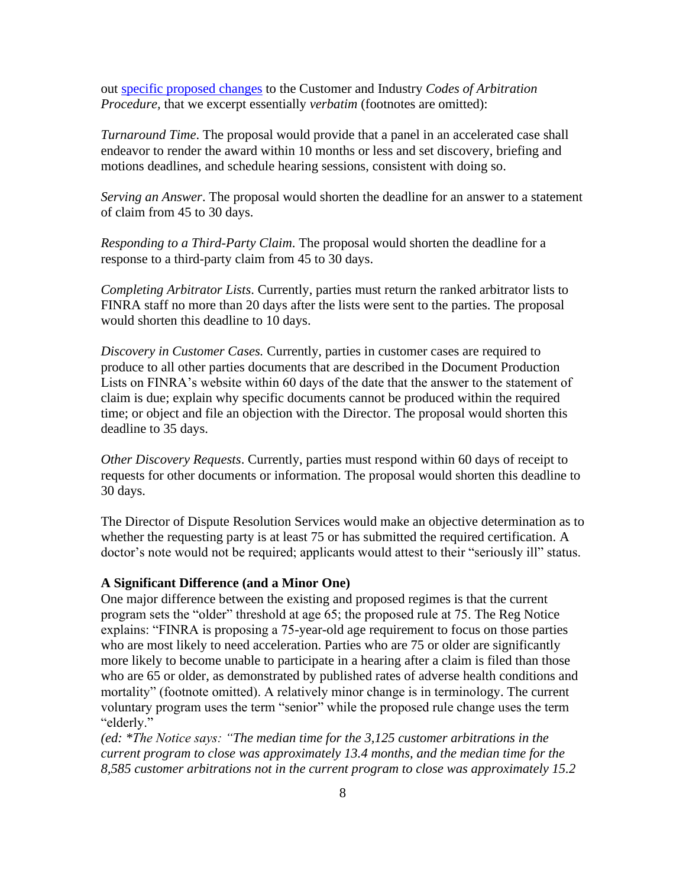out [specific proposed changes] to the Customer and Industry *Codes of Arbitration Procedure,* that we excerpt essentially *verbatim* (footnotes are omitted):

*Turnaround Time*. The proposal would provide that a panel in an accelerated case shall endeavor to render the award within 10 months or less and set discovery, briefing and motions deadlines, and schedule hearing sessions, consistent with doing so.

*Serving an Answer*. The proposal would shorten the deadline for an answer to a statement of claim from 45 to 30 days.

*Responding to a Third-Party Claim*. The proposal would shorten the deadline for a response to a third-party claim from 45 to 30 days.

*Completing Arbitrator Lists*. Currently, parties must return the ranked arbitrator lists to FINRA staff no more than 20 days after the lists were sent to the parties. The proposal would shorten this deadline to 10 days.

*Discovery in Customer Cases.* Currently, parties in customer cases are required to produce to all other parties documents that are described in the Document Production Lists on FINRA's website within 60 days of the date that the answer to the statement of claim is due; explain why specific documents cannot be produced within the required time; or object and file an objection with the Director. The proposal would shorten this deadline to 35 days.

*Other Discovery Requests*. Currently, parties must respond within 60 days of receipt to requests for other documents or information. The proposal would shorten this deadline to 30 days.

The Director of Dispute Resolution Services would make an objective determination as to whether the requesting party is at least 75 or has submitted the required certification. A doctor's note would not be required; applicants would attest to their "seriously ill" status.

**A Significant Difference (and a Minor One)**

One major difference between the existing and proposed regimes is that the current program sets the "older" threshold at age 65; the proposed rule at 75. The Reg Notice explains: "FINRA is proposing a 75-year-old age requirement to focus on those parties who are most likely to need acceleration. Parties who are 75 or older are significantly more likely to become unable to participate in a hearing after a claim is filed than those who are 65 or older, as demonstrated by published rates of adverse health conditions and mortality" (footnote omitted). A relatively minor change is in terminology. The current voluntary program uses the term "senior" while the proposed rule change uses the term "elderly."

*(ed: \*The Notice says: "The median time for the 3,125 customer arbitrations in the current program to close was approximately 13.4 months, and the median time for the 8,585 customer arbitrations not in the current program to close was approximately 15.2*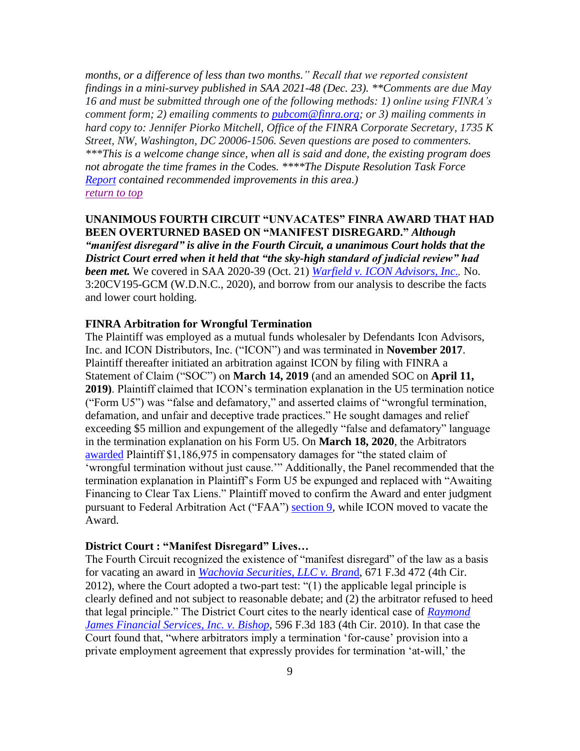*months, or a difference of less than two months." Recall that we reported consistent findings in a mini-survey published in SAA 2021-48 (Dec. 23). **Comments are due May 16 and must be submitted through one of the following methods: 1) online using FINRA's comment form; 2) emailing comments to [pubcom@finra.org](mailto:pubcom@finra.org); or 3) mailing comments in hard copy to: Jennifer Piorko Mitchell, Office of the FINRA Corporate Secretary, 1735 K Street, NW, Washington, DC 20006-1506. Seven questions are posed to commenters. ***This is a welcome change since, when all is said and done, the existing program does not abrogate the time frames in the* Codes. *****The Dispute Resolution Task Force [Report](#) contained recommended improvements in this area.)*
[return to top](#)

**UNANIMOUS FOURTH CIRCUIT "UNVACATES" FINRA AWARD THAT HAD BEEN OVERTURNED BASED ON "MANIFEST DISREGARD."** ***Although "manifest disregard" is alive in the Fourth Circuit, a unanimous Court holds that the District Court erred when it held that "the sky-high standard of judicial review" had been met.*** We covered in SAA 2020-39 (Oct. 21) *[Warfield v. ICON Advisors, Inc.](#),* No. 3:20CV195-GCM (W.D.N.C., 2020), and borrow from our analysis to describe the facts and lower court holding.

**FINRA Arbitration for Wrongful Termination**

The Plaintiff was employed as a mutual funds wholesaler by Defendants Icon Advisors, Inc. and ICON Distributors, Inc. ("ICON") and was terminated in **November 2017**. Plaintiff thereafter initiated an arbitration against ICON by filing with FINRA a Statement of Claim ("SOC") on **March 14, 2019** (and an amended SOC on **April 11, 2019)**. Plaintiff claimed that ICON's termination explanation in the U5 termination notice ("Form U5") was "false and defamatory," and asserted claims of "wrongful termination, defamation, and unfair and deceptive trade practices." He sought damages and relief exceeding $5 million and expungement of the allegedly "false and defamatory" language in the termination explanation on his Form U5. On **March 18, 2020**, the Arbitrators [awarded](#) Plaintiff $1,186,975 in compensatory damages for "the stated claim of 'wrongful termination without just cause.'" Additionally, the Panel recommended that the termination explanation in Plaintiff's Form U5 be expunged and replaced with "Awaiting Financing to Clear Tax Liens." Plaintiff moved to confirm the Award and enter judgment pursuant to Federal Arbitration Act ("FAA") [section 9](#), while ICON moved to vacate the Award.

**District Court : "Manifest Disregard" Lives…**

The Fourth Circuit recognized the existence of "manifest disregard" of the law as a basis for vacating an award in *[Wachovia Securities, LLC v. Brand](#)*, 671 F.3d 472 (4th Cir. 2012), where the Court adopted a two-part test: "(1) the applicable legal principle is clearly defined and not subject to reasonable debate; and (2) the arbitrator refused to heed that legal principle." The District Court cites to the nearly identical case of *[Raymond James Financial Services, Inc. v. Bishop](#)*, 596 F.3d 183 (4th Cir. 2010). In that case the Court found that, "where arbitrators imply a termination 'for-cause' provision into a private employment agreement that expressly provides for termination 'at-will,' the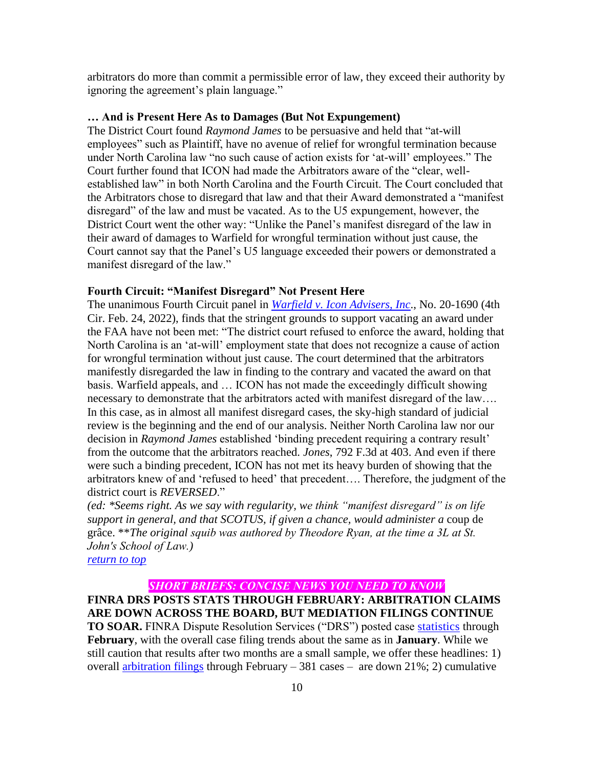arbitrators do more than commit a permissible error of law, they exceed their authority by ignoring the agreement's plain language."

**… And is Present Here As to Damages (But Not Expungement)**

The District Court found *Raymond James* to be persuasive and held that "at-will employees" such as Plaintiff, have no avenue of relief for wrongful termination because under North Carolina law "no such cause of action exists for 'at-will' employees." The Court further found that ICON had made the Arbitrators aware of the "clear, well-established law" in both North Carolina and the Fourth Circuit. The Court concluded that the Arbitrators chose to disregard that law and that their Award demonstrated a "manifest disregard" of the law and must be vacated. As to the U5 expungement, however, the District Court went the other way: "Unlike the Panel's manifest disregard of the law in their award of damages to Warfield for wrongful termination without just cause, the Court cannot say that the Panel's U5 language exceeded their powers or demonstrated a manifest disregard of the law."

**Fourth Circuit: "Manifest Disregard" Not Present Here**

The unanimous Fourth Circuit panel in *Warfield v. Icon Advisers, Inc.*, No. 20-1690 (4th Cir. Feb. 24, 2022), finds that the stringent grounds to support vacating an award under the FAA have not been met: "The district court refused to enforce the award, holding that North Carolina is an 'at-will' employment state that does not recognize a cause of action for wrongful termination without just cause. The court determined that the arbitrators manifestly disregarded the law in finding to the contrary and vacated the award on that basis. Warfield appeals, and … ICON has not made the exceedingly difficult showing necessary to demonstrate that the arbitrators acted with manifest disregard of the law…. In this case, as in almost all manifest disregard cases, the sky-high standard of judicial review is the beginning and the end of our analysis. Neither North Carolina law nor our decision in *Raymond James* established 'binding precedent requiring a contrary result' from the outcome that the arbitrators reached. *Jones*, 792 F.3d at 403. And even if there were such a binding precedent, ICON has not met its heavy burden of showing that the arbitrators knew of and 'refused to heed' that precedent…. Therefore, the judgment of the district court is *REVERSED*."

*(ed: *Seems right. As we say with regularity, we think "manifest disregard" is on life support in general, and that SCOTUS, if given a chance, would administer a* coup de grâce. ***The original squib was authored by Theodore Ryan, at the time a 3L at St. John's School of Law.)*

*return to top*

***SHORT BRIEFS: CONCISE NEWS YOU NEED TO KNOW***

**FINRA DRS POSTS STATS THROUGH FEBRUARY: ARBITRATION CLAIMS ARE DOWN ACROSS THE BOARD, BUT MEDIATION FILINGS CONTINUE TO SOAR.** FINRA Dispute Resolution Services ("DRS") posted case statistics through **February**, with the overall case filing trends about the same as in **January**. While we still caution that results after two months are a small sample, we offer these headlines: 1) overall arbitration filings through February – 381 cases – are down 21%; 2) cumulative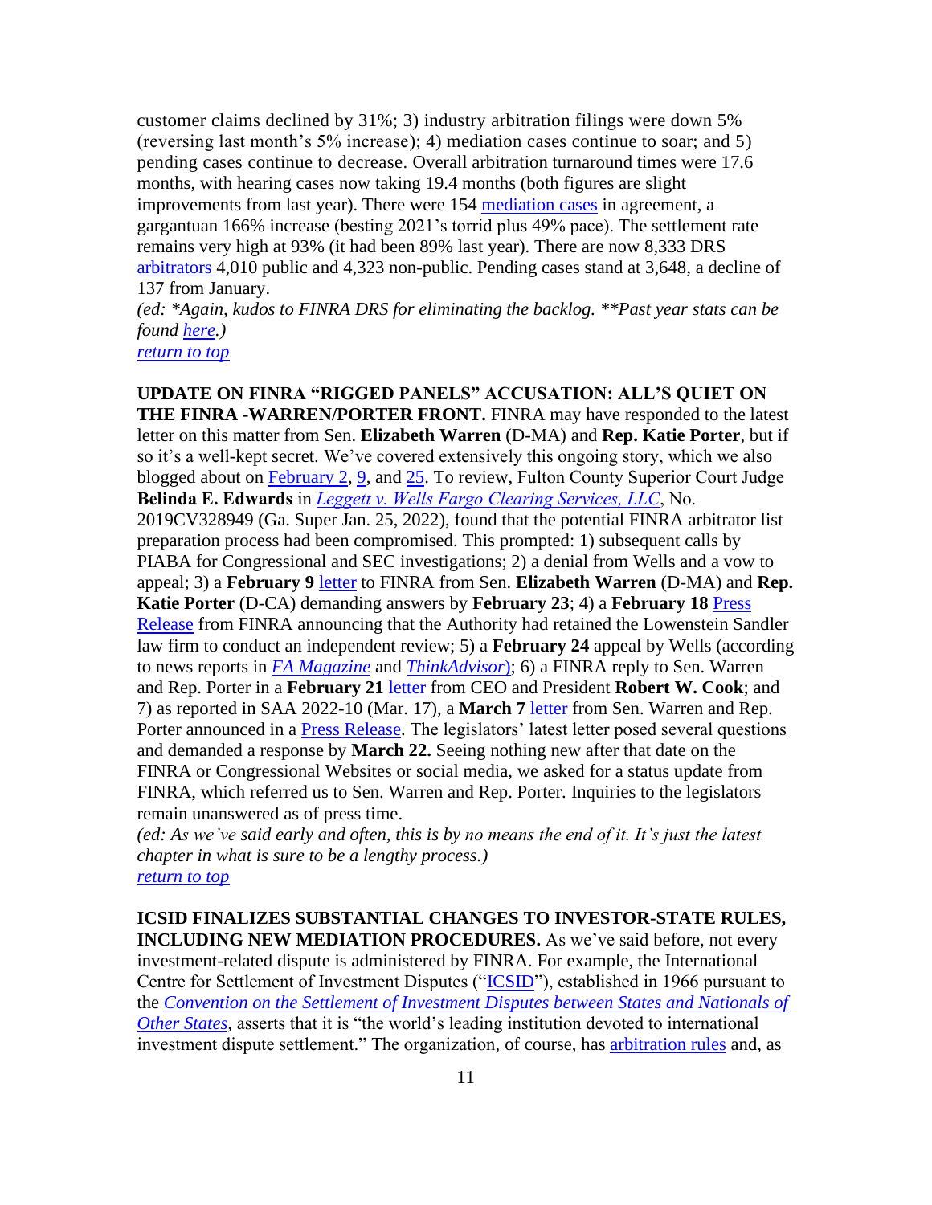customer claims declined by 31%; 3) industry arbitration filings were down 5% (reversing last month's 5% increase); 4) mediation cases continue to soar; and 5) pending cases continue to decrease. Overall arbitration turnaround times were 17.6 months, with hearing cases now taking 19.4 months (both figures are slight improvements from last year). There were 154 mediation cases in agreement, a gargantuan 166% increase (besting 2021's torrid plus 49% pace). The settlement rate remains very high at 93% (it had been 89% last year). There are now 8,333 DRS arbitrators 4,010 public and 4,323 non-public. Pending cases stand at 3,648, a decline of 137 from January.
*(ed: *Again, kudos to FINRA DRS for eliminating the backlog. **Past year stats can be found here.)*
*return to top*

**UPDATE ON FINRA "RIGGED PANELS" ACCUSATION: ALL'S QUIET ON THE FINRA -WARREN/PORTER FRONT.** FINRA may have responded to the latest letter on this matter from Sen. **Elizabeth Warren** (D-MA) and **Rep. Katie Porter**, but if so it's a well-kept secret. We've covered extensively this ongoing story, which we also blogged about on February 2, 9, and 25. To review, Fulton County Superior Court Judge **Belinda E. Edwards** in *Leggett v. Wells Fargo Clearing Services, LLC*, No. 2019CV328949 (Ga. Super Jan. 25, 2022), found that the potential FINRA arbitrator list preparation process had been compromised. This prompted: 1) subsequent calls by PIABA for Congressional and SEC investigations; 2) a denial from Wells and a vow to appeal; 3) a **February 9** letter to FINRA from Sen. **Elizabeth Warren** (D-MA) and **Rep. Katie Porter** (D-CA) demanding answers by **February 23**; 4) a **February 18** Press Release from FINRA announcing that the Authority had retained the Lowenstein Sandler law firm to conduct an independent review; 5) a **February 24** appeal by Wells (according to news reports in *FA Magazine* and *ThinkAdvisor*); 6) a FINRA reply to Sen. Warren and Rep. Porter in a **February 21** letter from CEO and President **Robert W. Cook**; and 7) as reported in SAA 2022-10 (Mar. 17), a **March 7** letter from Sen. Warren and Rep. Porter announced in a Press Release. The legislators' latest letter posed several questions and demanded a response by **March 22.** Seeing nothing new after that date on the FINRA or Congressional Websites or social media, we asked for a status update from FINRA, which referred us to Sen. Warren and Rep. Porter. Inquiries to the legislators remain unanswered as of press time.
*(ed: As we've said early and often, this is by no means the end of it. It's just the latest chapter in what is sure to be a lengthy process.)*
*return to top*

**ICSID FINALIZES SUBSTANTIAL CHANGES TO INVESTOR-STATE RULES, INCLUDING NEW MEDIATION PROCEDURES.** As we've said before, not every investment-related dispute is administered by FINRA. For example, the International Centre for Settlement of Investment Disputes ("ICSID"), established in 1966 pursuant to the *Convention on the Settlement of Investment Disputes between States and Nationals of Other States*, asserts that it is "the world's leading institution devoted to international investment dispute settlement." The organization, of course, has arbitration rules and, as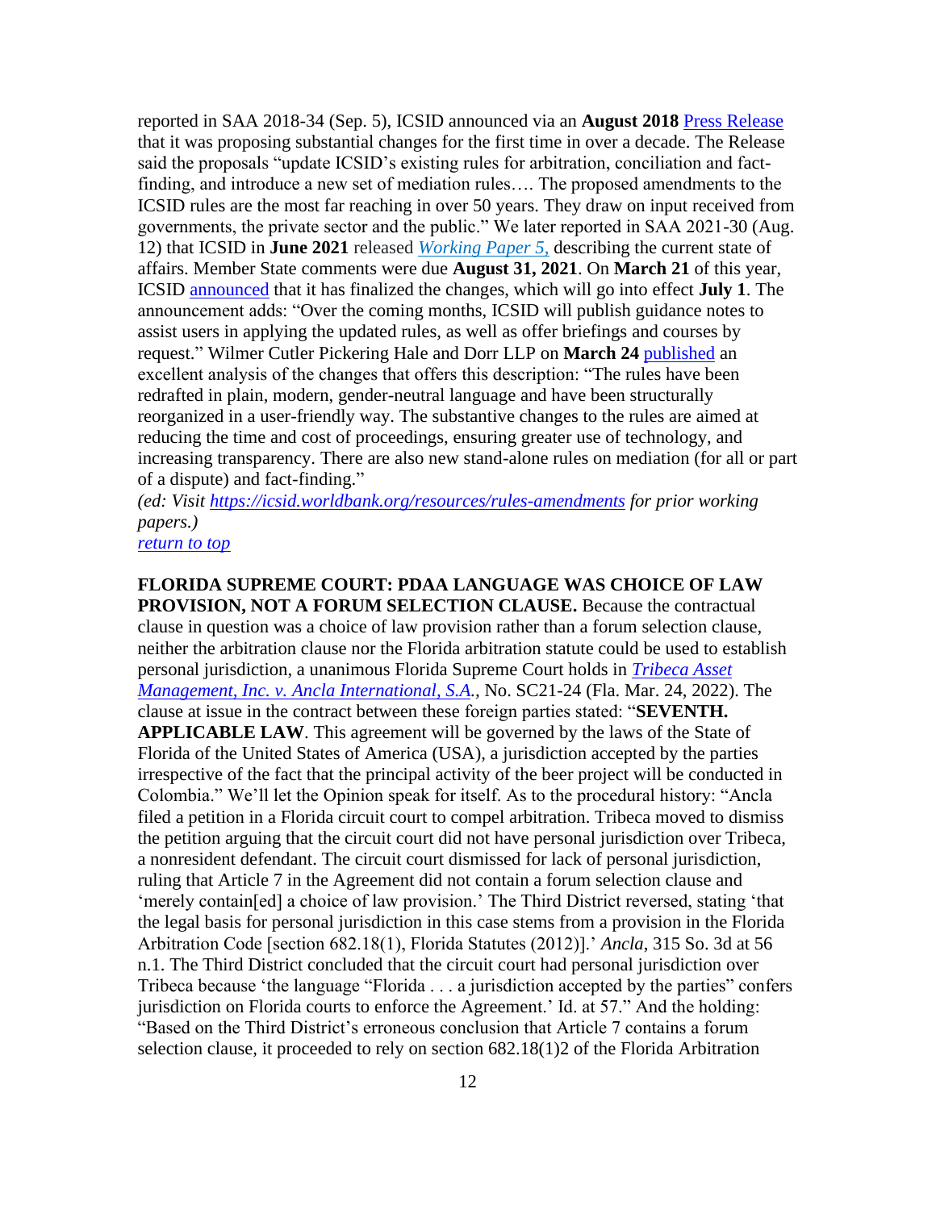reported in SAA 2018-34 (Sep. 5), ICSID announced via an **August 2018** [Press Release](#) that it was proposing substantial changes for the first time in over a decade. The Release said the proposals "update ICSID's existing rules for arbitration, conciliation and fact-finding, and introduce a new set of mediation rules…. The proposed amendments to the ICSID rules are the most far reaching in over 50 years. They draw on input received from governments, the private sector and the public." We later reported in SAA 2021-30 (Aug. 12) that ICSID in **June 2021** released *Working Paper 5,* describing the current state of affairs. Member State comments were due **August 31, 2021**. On **March 21** of this year, ICSID announced that it has finalized the changes, which will go into effect **July 1**. The announcement adds: "Over the coming months, ICSID will publish guidance notes to assist users in applying the updated rules, as well as offer briefings and courses by request." Wilmer Cutler Pickering Hale and Dorr LLP on **March 24** published an excellent analysis of the changes that offers this description: "The rules have been redrafted in plain, modern, gender-neutral language and have been structurally reorganized in a user-friendly way. The substantive changes to the rules are aimed at reducing the time and cost of proceedings, ensuring greater use of technology, and increasing transparency. There are also new stand-alone rules on mediation (for all or part of a dispute) and fact-finding."

*(ed: Visit https://icsid.worldbank.org/resources/rules-amendments for prior working papers.)*

return to top

**FLORIDA SUPREME COURT: PDAA LANGUAGE WAS CHOICE OF LAW PROVISION, NOT A FORUM SELECTION CLAUSE.** Because the contractual clause in question was a choice of law provision rather than a forum selection clause, neither the arbitration clause nor the Florida arbitration statute could be used to establish personal jurisdiction, a unanimous Florida Supreme Court holds in *Tribeca Asset Management, Inc. v. Ancla International, S.A.*, No. SC21-24 (Fla. Mar. 24, 2022). The clause at issue in the contract between these foreign parties stated: "**SEVENTH. APPLICABLE LAW**. This agreement will be governed by the laws of the State of Florida of the United States of America (USA), a jurisdiction accepted by the parties irrespective of the fact that the principal activity of the beer project will be conducted in Colombia." We'll let the Opinion speak for itself. As to the procedural history: "Ancla filed a petition in a Florida circuit court to compel arbitration. Tribeca moved to dismiss the petition arguing that the circuit court did not have personal jurisdiction over Tribeca, a nonresident defendant. The circuit court dismissed for lack of personal jurisdiction, ruling that Article 7 in the Agreement did not contain a forum selection clause and 'merely contain[ed] a choice of law provision.' The Third District reversed, stating 'that the legal basis for personal jurisdiction in this case stems from a provision in the Florida Arbitration Code [section 682.18(1), Florida Statutes (2012)].' *Ancla*, 315 So. 3d at 56 n.1. The Third District concluded that the circuit court had personal jurisdiction over Tribeca because 'the language "Florida . . . a jurisdiction accepted by the parties" confers jurisdiction on Florida courts to enforce the Agreement.' Id. at 57." And the holding: "Based on the Third District's erroneous conclusion that Article 7 contains a forum selection clause, it proceeded to rely on section 682.18(1)2 of the Florida Arbitration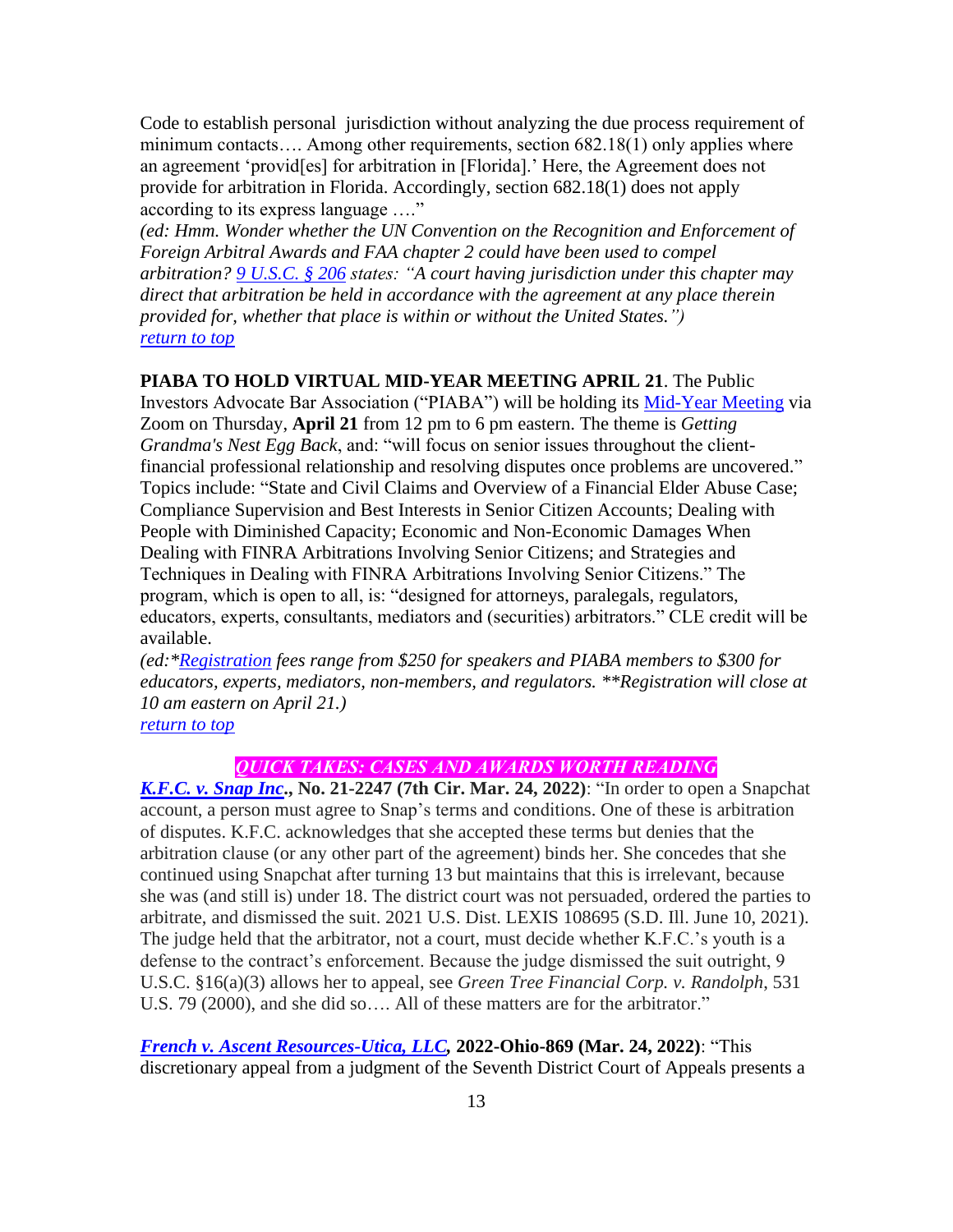Code to establish personal jurisdiction without analyzing the due process requirement of minimum contacts…. Among other requirements, section 682.18(1) only applies where an agreement 'provid[es] for arbitration in [Florida].' Here, the Agreement does not provide for arbitration in Florida. Accordingly, section 682.18(1) does not apply according to its express language …."

*(ed: Hmm. Wonder whether the UN Convention on the Recognition and Enforcement of Foreign Arbitral Awards and FAA chapter 2 could have been used to compel arbitration? [9 U.S.C. § 206](#) states: "A court having jurisdiction under this chapter may direct that arbitration be held in accordance with the agreement at any place therein provided for, whether that place is within or without the United States.")*

[*return to top*](#)

**PIABA TO HOLD VIRTUAL MID-YEAR MEETING APRIL 21**. The Public Investors Advocate Bar Association ("PIABA") will be holding its [Mid-Year Meeting](#) via Zoom on Thursday, **April 21** from 12 pm to 6 pm eastern. The theme is *Getting Grandma's Nest Egg Back*, and: "will focus on senior issues throughout the client-financial professional relationship and resolving disputes once problems are uncovered." Topics include: "State and Civil Claims and Overview of a Financial Elder Abuse Case; Compliance Supervision and Best Interests in Senior Citizen Accounts; Dealing with People with Diminished Capacity; Economic and Non-Economic Damages When Dealing with FINRA Arbitrations Involving Senior Citizens; and Strategies and Techniques in Dealing with FINRA Arbitrations Involving Senior Citizens." The program, which is open to all, is: "designed for attorneys, paralegals, regulators, educators, experts, consultants, mediators and (securities) arbitrators." CLE credit will be available.

*(ed:*[Registration](#) fees range from $250 for speakers and PIABA members to $300 for educators, experts, mediators, non-members, and regulators. **Registration will close at 10 am eastern on April 21.)*

[*return to top*](#)

## *QUICK TAKES: CASES AND AWARDS WORTH READING*

***[K.F.C. v. Snap Inc](#)*., No. 21-2247 (7th Cir. Mar. 24, 2022)**: "In order to open a Snapchat account, a person must agree to Snap's terms and conditions. One of these is arbitration of disputes. K.F.C. acknowledges that she accepted these terms but denies that the arbitration clause (or any other part of the agreement) binds her. She concedes that she continued using Snapchat after turning 13 but maintains that this is irrelevant, because she was (and still is) under 18. The district court was not persuaded, ordered the parties to arbitrate, and dismissed the suit. 2021 U.S. Dist. LEXIS 108695 (S.D. Ill. June 10, 2021). The judge held that the arbitrator, not a court, must decide whether K.F.C.'s youth is a defense to the contract's enforcement. Because the judge dismissed the suit outright, 9 U.S.C. §16(a)(3) allows her to appeal, see *Green Tree Financial Corp. v. Randolph*, 531 U.S. 79 (2000), and she did so…. All of these matters are for the arbitrator."

***[French v. Ascent Resources-Utica, LLC](#)*, 2022-Ohio-869 (Mar. 24, 2022)**: "This discretionary appeal from a judgment of the Seventh District Court of Appeals presents a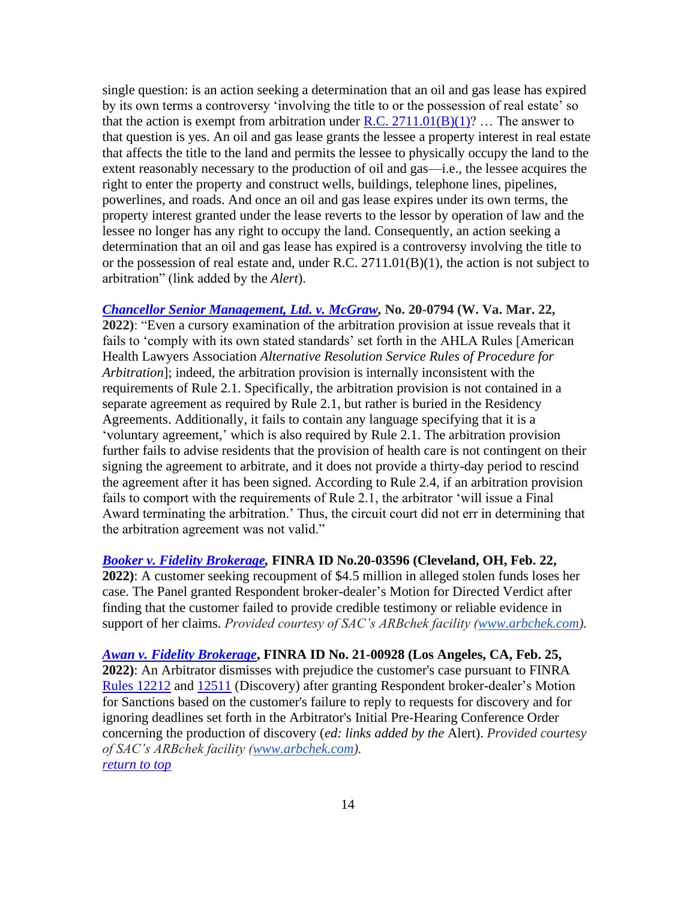single question: is an action seeking a determination that an oil and gas lease has expired by its own terms a controversy 'involving the title to or the possession of real estate' so that the action is exempt from arbitration under [R.C. 2711.01(B)(1)](#)? … The answer to that question is yes. An oil and gas lease grants the lessee a property interest in real estate that affects the title to the land and permits the lessee to physically occupy the land to the extent reasonably necessary to the production of oil and gas—i.e., the lessee acquires the right to enter the property and construct wells, buildings, telephone lines, pipelines, powerlines, and roads. And once an oil and gas lease expires under its own terms, the property interest granted under the lease reverts to the lessor by operation of law and the lessee no longer has any right to occupy the land. Consequently, an action seeking a determination that an oil and gas lease has expired is a controversy involving the title to or the possession of real estate and, under R.C. 2711.01(B)(1), the action is not subject to arbitration" (link added by the *Alert*).

***[Chancellor Senior Management, Ltd. v. McGraw](#)*, No. 20-0794 (W. Va. Mar. 22, 2022)**: "Even a cursory examination of the arbitration provision at issue reveals that it fails to 'comply with its own stated standards' set forth in the AHLA Rules [American Health Lawyers Association *Alternative Resolution Service Rules of Procedure for Arbitration*]; indeed, the arbitration provision is internally inconsistent with the requirements of Rule 2.1. Specifically, the arbitration provision is not contained in a separate agreement as required by Rule 2.1, but rather is buried in the Residency Agreements. Additionally, it fails to contain any language specifying that it is a 'voluntary agreement,' which is also required by Rule 2.1. The arbitration provision further fails to advise residents that the provision of health care is not contingent on their signing the agreement to arbitrate, and it does not provide a thirty-day period to rescind the agreement after it has been signed. According to Rule 2.4, if an arbitration provision fails to comport with the requirements of Rule 2.1, the arbitrator 'will issue a Final Award terminating the arbitration.' Thus, the circuit court did not err in determining that the arbitration agreement was not valid."

***[Booker v. Fidelity Brokerage](#)*, FINRA ID No.20-03596 (Cleveland, OH, Feb. 22, 2022)**: A customer seeking recoupment of $4.5 million in alleged stolen funds loses her case. The Panel granted Respondent broker-dealer's Motion for Directed Verdict after finding that the customer failed to provide credible testimony or reliable evidence in support of her claims. *Provided courtesy of SAC's ARBchek facility ([www.arbchek.com](http://www.arbchek.com)).*

***[Awan v. Fidelity Brokerage](#)*, FINRA ID No. 21-00928 (Los Angeles, CA, Feb. 25, 2022)**: An Arbitrator dismisses with prejudice the customer's case pursuant to FINRA [Rules 12212](#) and [12511](#) (Discovery) after granting Respondent broker-dealer's Motion for Sanctions based on the customer's failure to reply to requests for discovery and for ignoring deadlines set forth in the Arbitrator's Initial Pre-Hearing Conference Order concerning the production of discovery (*ed: links added by the* Alert). *Provided courtesy of SAC's ARBchek facility ([www.arbchek.com](http://www.arbchek.com)).*
*[return to top](#)*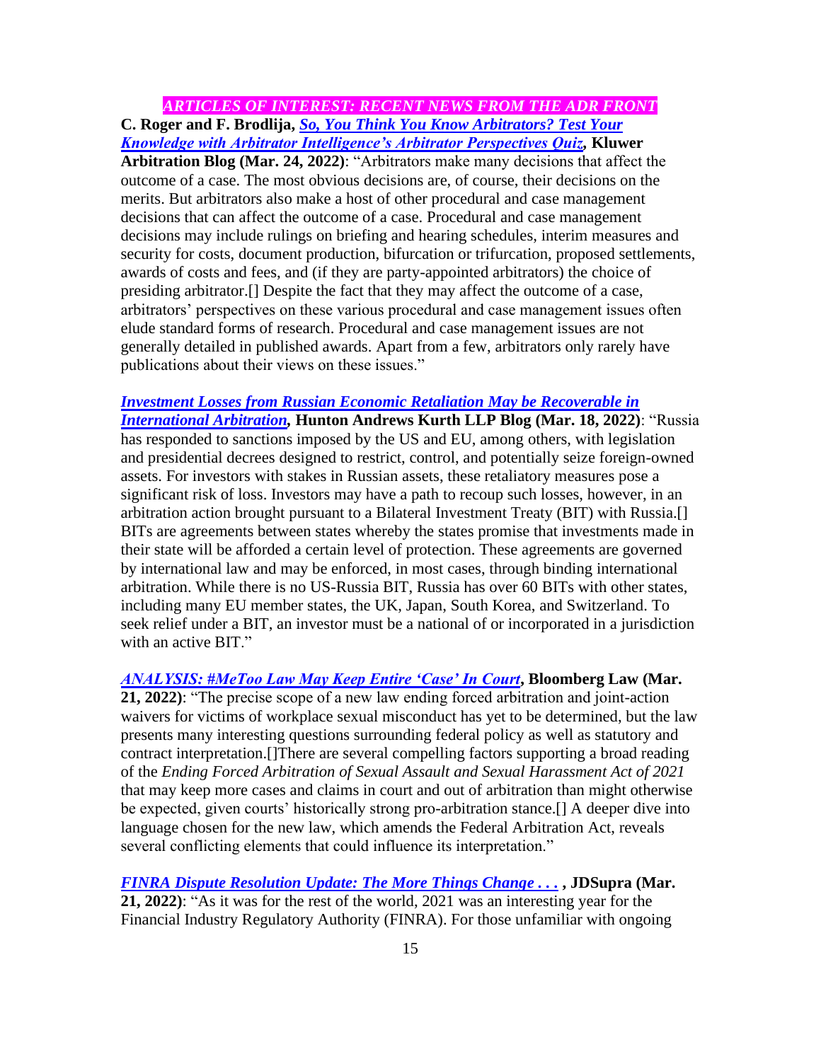## *ARTICLES OF INTEREST: RECENT NEWS FROM THE ADR FRONT*

**C. Roger and F. Brodlija, *So, You Think You Know Arbitrators? Test Your Knowledge with Arbitrator Intelligence's Arbitrator Perspectives Quiz*, Kluwer Arbitration Blog (Mar. 24, 2022)**: "Arbitrators make many decisions that affect the outcome of a case. The most obvious decisions are, of course, their decisions on the merits. But arbitrators also make a host of other procedural and case management decisions that can affect the outcome of a case. Procedural and case management decisions may include rulings on briefing and hearing schedules, interim measures and security for costs, document production, bifurcation or trifurcation, proposed settlements, awards of costs and fees, and (if they are party-appointed arbitrators) the choice of presiding arbitrator.[] Despite the fact that they may affect the outcome of a case, arbitrators' perspectives on these various procedural and case management issues often elude standard forms of research. Procedural and case management issues are not generally detailed in published awards. Apart from a few, arbitrators only rarely have publications about their views on these issues."

***Investment Losses from Russian Economic Retaliation May be Recoverable in International Arbitration*, Hunton Andrews Kurth LLP Blog (Mar. 18, 2022)**: "Russia has responded to sanctions imposed by the US and EU, among others, with legislation and presidential decrees designed to restrict, control, and potentially seize foreign-owned assets. For investors with stakes in Russian assets, these retaliatory measures pose a significant risk of loss. Investors may have a path to recoup such losses, however, in an arbitration action brought pursuant to a Bilateral Investment Treaty (BIT) with Russia.[] BITs are agreements between states whereby the states promise that investments made in their state will be afforded a certain level of protection. These agreements are governed by international law and may be enforced, in most cases, through binding international arbitration. While there is no US-Russia BIT, Russia has over 60 BITs with other states, including many EU member states, the UK, Japan, South Korea, and Switzerland. To seek relief under a BIT, an investor must be a national of or incorporated in a jurisdiction with an active BIT."

***ANALYSIS: #MeToo Law May Keep Entire 'Case' In Court*, Bloomberg Law (Mar. 21, 2022)**: "The precise scope of a new law ending forced arbitration and joint-action waivers for victims of workplace sexual misconduct has yet to be determined, but the law presents many interesting questions surrounding federal policy as well as statutory and contract interpretation.[]There are several compelling factors supporting a broad reading of the *Ending Forced Arbitration of Sexual Assault and Sexual Harassment Act of 2021* that may keep more cases and claims in court and out of arbitration than might otherwise be expected, given courts' historically strong pro-arbitration stance.[] A deeper dive into language chosen for the new law, which amends the Federal Arbitration Act, reveals several conflicting elements that could influence its interpretation."

***FINRA Dispute Resolution Update: The More Things Change . . .* , JDSupra (Mar. 21, 2022)**: "As it was for the rest of the world, 2021 was an interesting year for the Financial Industry Regulatory Authority (FINRA). For those unfamiliar with ongoing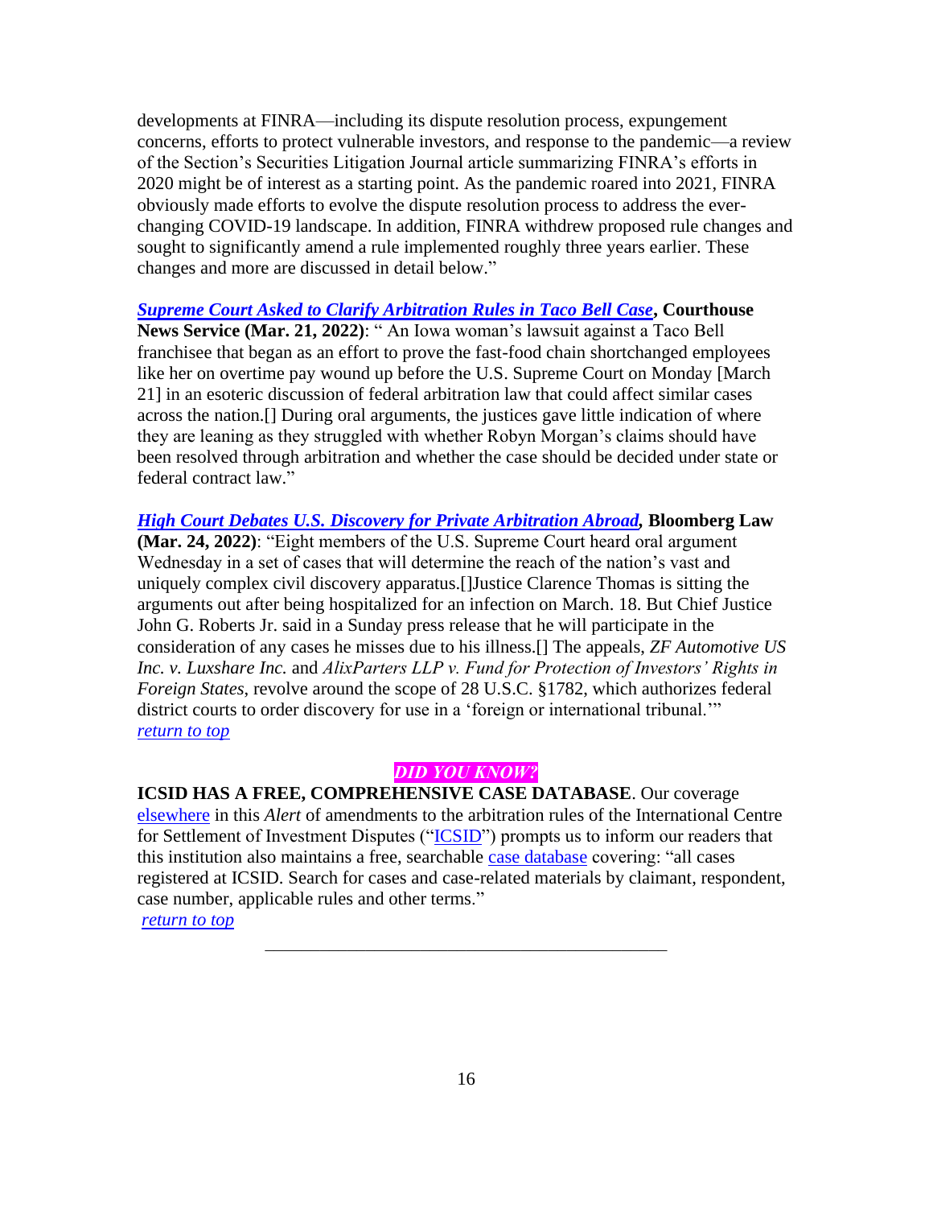developments at FINRA—including its dispute resolution process, expungement concerns, efforts to protect vulnerable investors, and response to the pandemic—a review of the Section's Securities Litigation Journal article summarizing FINRA's efforts in 2020 might be of interest as a starting point. As the pandemic roared into 2021, FINRA obviously made efforts to evolve the dispute resolution process to address the ever-changing COVID-19 landscape. In addition, FINRA withdrew proposed rule changes and sought to significantly amend a rule implemented roughly three years earlier. These changes and more are discussed in detail below."

***Supreme Court Asked to Clarify Arbitration Rules in Taco Bell Case*, Courthouse News Service (Mar. 21, 2022)**: " An Iowa woman's lawsuit against a Taco Bell franchisee that began as an effort to prove the fast-food chain shortchanged employees like her on overtime pay wound up before the U.S. Supreme Court on Monday [March 21] in an esoteric discussion of federal arbitration law that could affect similar cases across the nation.[] During oral arguments, the justices gave little indication of where they are leaning as they struggled with whether Robyn Morgan's claims should have been resolved through arbitration and whether the case should be decided under state or federal contract law."

***High Court Debates U.S. Discovery for Private Arbitration Abroad*, Bloomberg Law (Mar. 24, 2022)**: "Eight members of the U.S. Supreme Court heard oral argument Wednesday in a set of cases that will determine the reach of the nation's vast and uniquely complex civil discovery apparatus.[]Justice Clarence Thomas is sitting the arguments out after being hospitalized for an infection on March. 18. But Chief Justice John G. Roberts Jr. said in a Sunday press release that he will participate in the consideration of any cases he misses due to his illness.[] The appeals, *ZF Automotive US Inc. v. Luxshare Inc.* and *AlixParters LLP v. Fund for Protection of Investors' Rights in Foreign States*, revolve around the scope of 28 U.S.C. §1782, which authorizes federal district courts to order discovery for use in a 'foreign or international tribunal.'"
*return to top*

***DID YOU KNOW?***

**ICSID HAS A FREE, COMPREHENSIVE CASE DATABASE**. Our coverage elsewhere in this *Alert* of amendments to the arbitration rules of the International Centre for Settlement of Investment Disputes ("ICSID") prompts us to inform our readers that this institution also maintains a free, searchable case database covering: "all cases registered at ICSID. Search for cases and case-related materials by claimant, respondent, case number, applicable rules and other terms."
*return to top*

---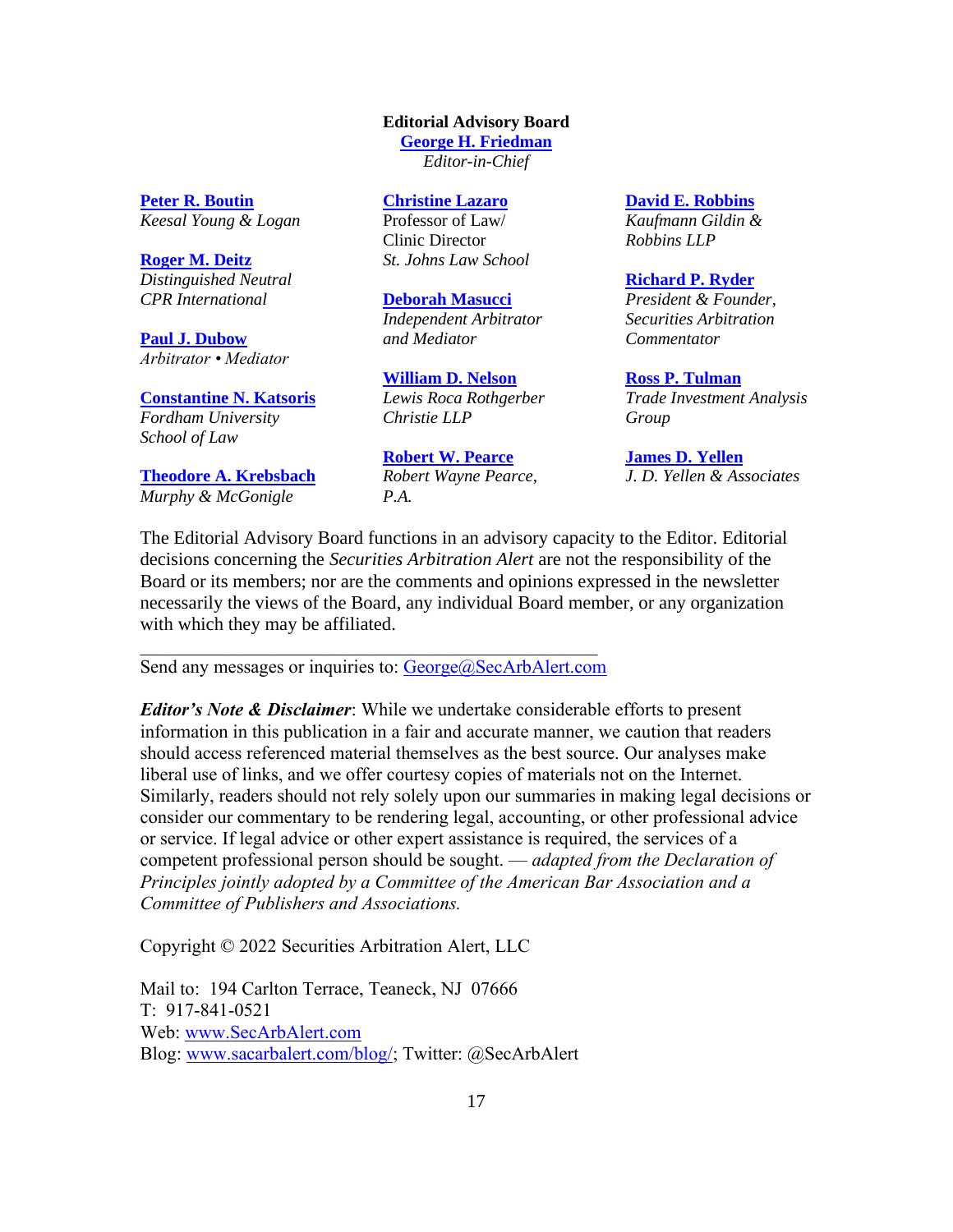**Editorial Advisory Board**

**[George H. Friedman]**
*Editor-in-Chief*

**Peter R. Boutin**
*Keesal Young & Logan*

**Roger M. Deitz**
*Distinguished Neutral*
*CPR International*

**Paul J. Dubow**
*Arbitrator • Mediator*

**Constantine N. Katsoris**
*Fordham University*
*School of Law*

**Theodore A. Krebsbach**
*Murphy & McGonigle*

**Christine Lazaro**
Professor of Law/
Clinic Director
*St. Johns Law School*

**Deborah Masucci**
*Independent Arbitrator*
*and Mediator*

**William D. Nelson**
*Lewis Roca Rothgerber*
*Christie LLP*

**Robert W. Pearce**
*Robert Wayne Pearce,*
*P.A.*

**David E. Robbins**
*Kaufmann Gildin &*
*Robbins LLP*

**Richard P. Ryder**
*President & Founder,*
*Securities Arbitration*
*Commentator*

**Ross P. Tulman**
*Trade Investment Analysis*
*Group*

**James D. Yellen**
*J. D. Yellen & Associates*

The Editorial Advisory Board functions in an advisory capacity to the Editor. Editorial decisions concerning the *Securities Arbitration Alert* are not the responsibility of the Board or its members; nor are the comments and opinions expressed in the newsletter necessarily the views of the Board, any individual Board member, or any organization with which they may be affiliated.

---

Send any messages or inquiries to: George@SecArbAlert.com

***Editor's Note & Disclaimer***: While we undertake considerable efforts to present information in this publication in a fair and accurate manner, we caution that readers should access referenced material themselves as the best source. Our analyses make liberal use of links, and we offer courtesy copies of materials not on the Internet. Similarly, readers should not rely solely upon our summaries in making legal decisions or consider our commentary to be rendering legal, accounting, or other professional advice or service. If legal advice or other expert assistance is required, the services of a competent professional person should be sought. — *adapted from the Declaration of Principles jointly adopted by a Committee of the American Bar Association and a Committee of Publishers and Associations.*

Copyright © 2022 Securities Arbitration Alert, LLC

Mail to: 194 Carlton Terrace, Teaneck, NJ 07666
T: 917-841-0521
Web: www.SecArbAlert.com
Blog: www.sacarbalert.com/blog/; Twitter: @SecArbAlert